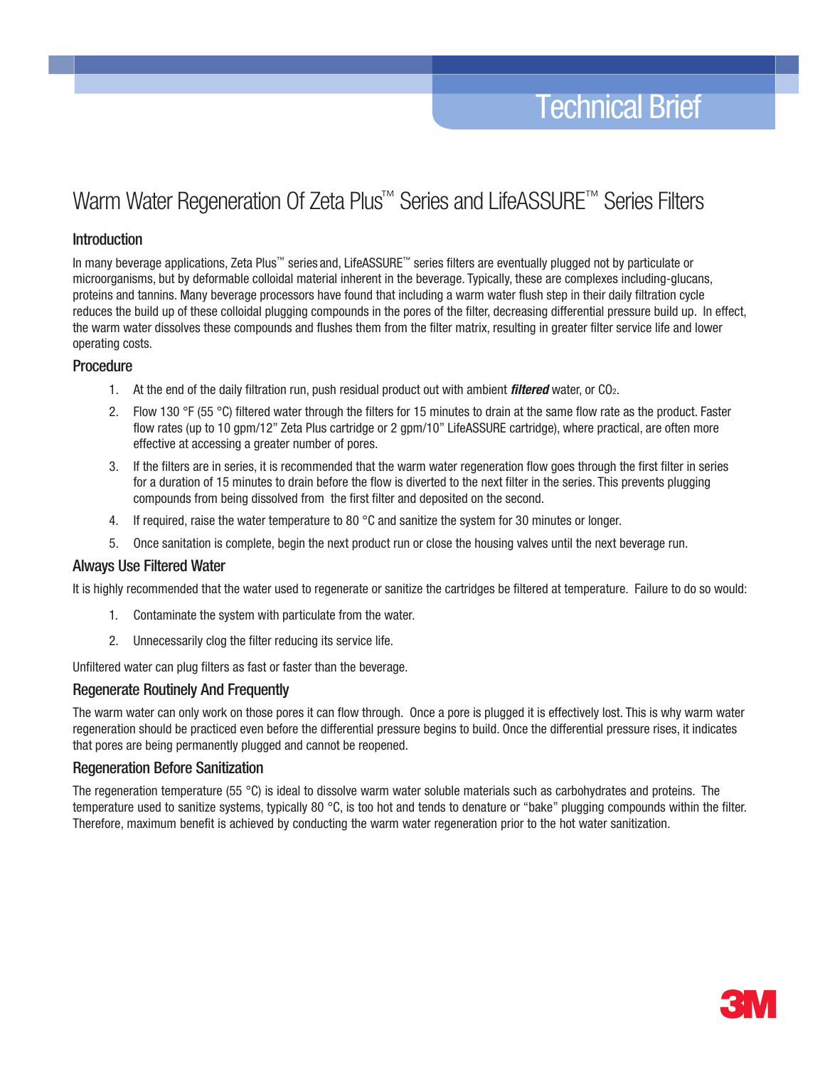Technical Brief

# Warm Water Regeneration Of Zeta Plus™ Series and LifeASSURE™ Series Filters

## Introduction

In many beverage applications, Zeta Plus™ series and, LifeASSURE™ series filters are eventually plugged not by particulate or microorganisms, but by deformable colloidal material inherent in the beverage. Typically, these are complexes including-glucans, proteins and tannins. Many beverage processors have found that including a warm water flush step in their daily filtration cycle reduces the build up of these colloidal plugging compounds in the pores of the filter, decreasing differential pressure build up. In effect, the warm water dissolves these compounds and flushes them from the filter matrix, resulting in greater filter service life and lower operating costs.

## Procedure

1. At the end of the daily filtration run, push residual product out with ambient ***filtered*** water, or $CO_2$.
2. Flow 130 °F (55 °C) filtered water through the filters for 15 minutes to drain at the same flow rate as the product. Faster flow rates (up to 10 gpm/12" Zeta Plus cartridge or 2 gpm/10" LifeASSURE cartridge), where practical, are often more effective at accessing a greater number of pores.
3. If the filters are in series, it is recommended that the warm water regeneration flow goes through the first filter in series for a duration of 15 minutes to drain before the flow is diverted to the next filter in the series. This prevents plugging compounds from being dissolved from the first filter and deposited on the second.
4. If required, raise the water temperature to 80 °C and sanitize the system for 30 minutes or longer.
5. Once sanitation is complete, begin the next product run or close the housing valves until the next beverage run.

## Always Use Filtered Water

It is highly recommended that the water used to regenerate or sanitize the cartridges be filtered at temperature. Failure to do so would:

1. Contaminate the system with particulate from the water.
2. Unnecessarily clog the filter reducing its service life.

Unfiltered water can plug filters as fast or faster than the beverage.

## Regenerate Routinely And Frequently

The warm water can only work on those pores it can flow through. Once a pore is plugged it is effectively lost. This is why warm water regeneration should be practiced even before the differential pressure begins to build. Once the differential pressure rises, it indicates that pores are being permanently plugged and cannot be reopened.

## Regeneration Before Sanitization

The regeneration temperature (55 °C) is ideal to dissolve warm water soluble materials such as carbohydrates and proteins. The temperature used to sanitize systems, typically 80 °C, is too hot and tends to denature or "bake" plugging compounds within the filter. Therefore, maximum benefit is achieved by conducting the warm water regeneration prior to the hot water sanitization.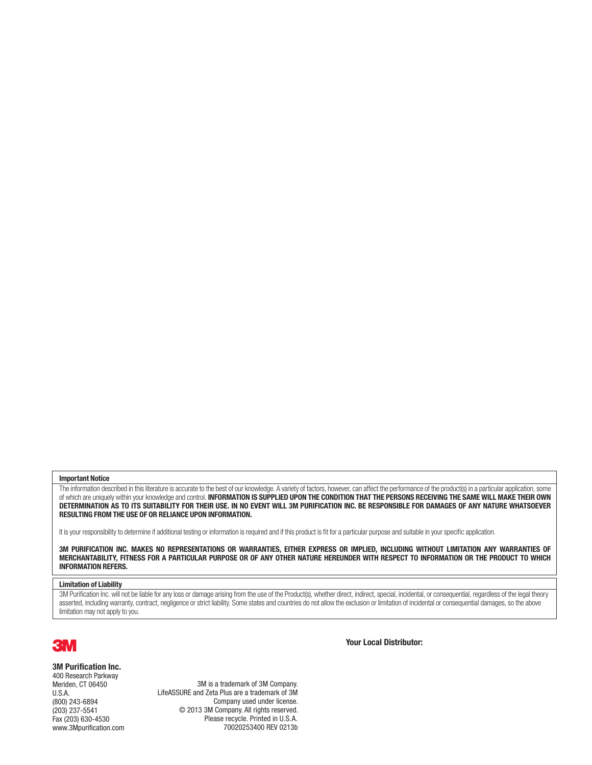**Important Notice**

The information described in this literature is accurate to the best of our knowledge. A variety of factors, however, can affect the performance of the product(s) in a particular application, some of which are uniquely within your knowledge and control. **INFORMATION IS SUPPLIED UPON THE CONDITION THAT THE PERSONS RECEIVING THE SAME WILL MAKE THEIR OWN DETERMINATION AS TO ITS SUITABILITY FOR THEIR USE. IN NO EVENT WILL 3M PURIFICATION INC. BE RESPONSIBLE FOR DAMAGES OF ANY NATURE WHATSOEVER RESULTING FROM THE USE OF OR RELIANCE UPON INFORMATION.**

It is your responsibility to determine if additional testing or information is required and if this product is fit for a particular purpose and suitable in your specific application.

**3M PURIFICATION INC. MAKES NO REPRESENTATIONS OR WARRANTIES, EITHER EXPRESS OR IMPLIED, INCLUDING WITHOUT LIMITATION ANY WARRANTIES OF MERCHANTABILITY, FITNESS FOR A PARTICULAR PURPOSE OR OF ANY OTHER NATURE HEREUNDER WITH RESPECT TO INFORMATION OR THE PRODUCT TO WHICH INFORMATION REFERS.**

**Limitation of Liability**

3M Purification Inc. will not be liable for any loss or damage arising from the use of the Product(s), whether direct, indirect, special, incidental, or consequential, regardless of the legal theory asserted, including warranty, contract, negligence or strict liability. Some states and countries do not allow the exclusion or limitation of incidental or consequential damages, so the above limitation may not apply to you.

3M

**Your Local Distributor:**

**3M Purification Inc.**
400 Research Parkway
Meriden, CT 06450
U.S.A.
(800) 243-6894
(203) 237-5541
Fax (203) 630-4530
www.3Mpurification.com

3M is a trademark of 3M Company.
LifeASSURE and Zeta Plus are a trademark of 3M Company used under license.
© 2013 3M Company. All rights reserved.
Please recycle. Printed in U.S.A.
70020253400 REV 0213b